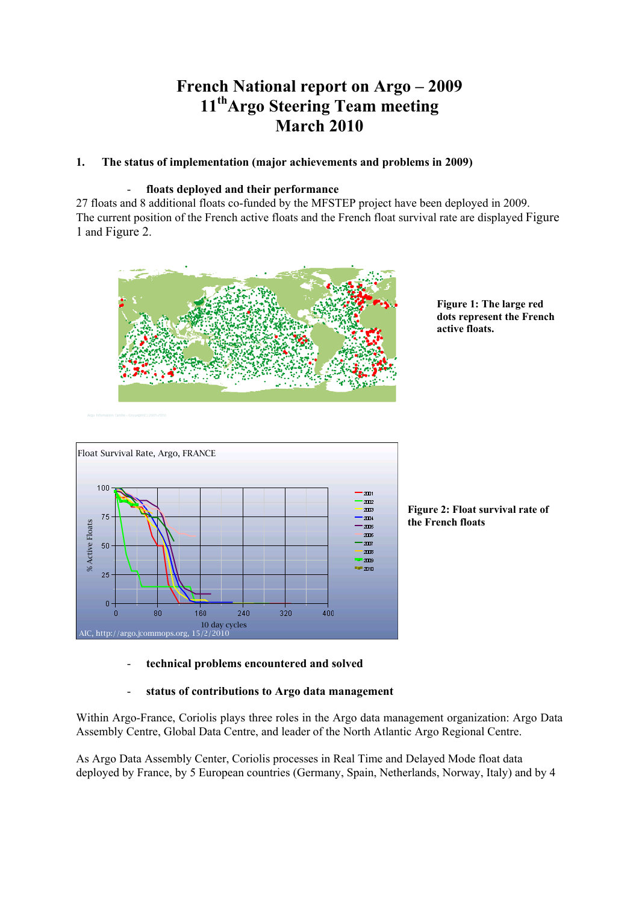# French National report on Argo – 2009

## 11th Argo Steering Team meeting

## March 2010

### 1. The status of implementation (major achievements and problems in 2009)

- **floats deployed and their performance**

27 floats and 8 additional floats co-funded by the MFSTEP project have been deployed in 2009. The current position of the French active floats and the French float survival rate are displayed Figure 1 and Figure 2.

**Figure 1: The large red dots represent the French active floats.**

**Figure 2: Float survival rate of the French floats**

- **technical problems encountered and solved**

- **status of contributions to Argo data management**

Within Argo-France, Coriolis plays three roles in the Argo data management organization: Argo Data Assembly Centre, Global Data Centre, and leader of the North Atlantic Argo Regional Centre.

As Argo Data Assembly Center, Coriolis processes in Real Time and Delayed Mode float data deployed by France, by 5 European countries (Germany, Spain, Netherlands, Norway, Italy) and by 4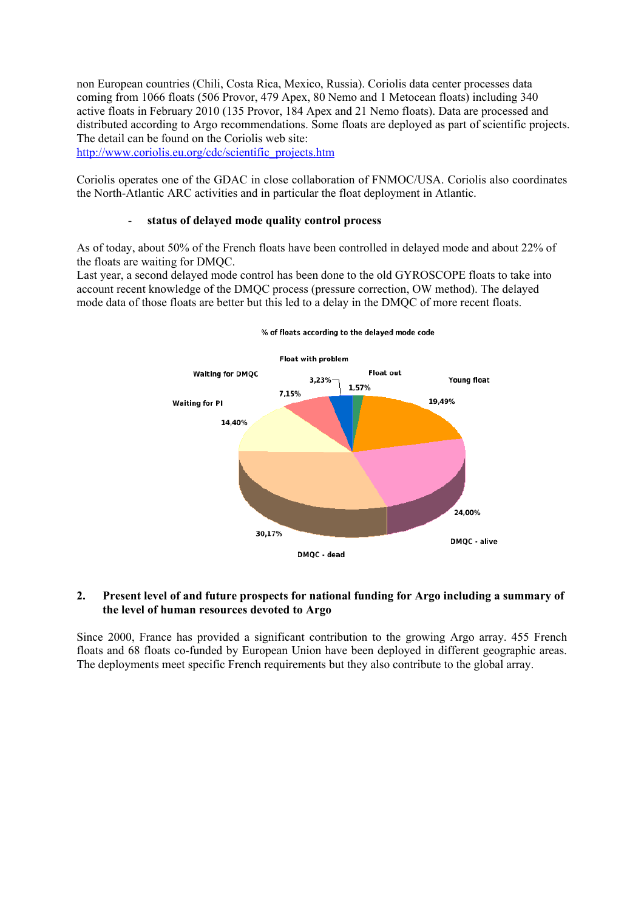non European countries (Chili, Costa Rica, Mexico, Russia). Coriolis data center processes data coming from 1066 floats (506 Provor, 479 Apex, 80 Nemo and 1 Metocean floats) including 340 active floats in February 2010 (135 Provor, 184 Apex and 21 Nemo floats). Data are processed and distributed according to Argo recommendations. Some floats are deployed as part of scientific projects. The detail can be found on the Coriolis web site:
http://www.coriolis.eu.org/cdc/scientific_projects.htm

Coriolis operates one of the GDAC in close collaboration of FNMOC/USA. Coriolis also coordinates the North-Atlantic ARC activities and in particular the float deployment in Atlantic.

- **status of delayed mode quality control process**

As of today, about 50% of the French floats have been controlled in delayed mode and about 22% of the floats are waiting for DMQC.
Last year, a second delayed mode control has been done to the old GYROSCOPE floats to take into account recent knowledge of the DMQC process (pressure correction, OW method). The delayed mode data of those floats are better but this led to a delay in the DMQC of more recent floats.

% of floats according to the delayed mode code

| Category | % |
|---|---|
| Float with problem | 3,23% |
| Float out | 1,57% |
| Young float | 19,49% |
| DMQC - alive | 24,00% |
| DMQC - dead | 30,17% |
| Waiting for PI | 14,40% |
| Waiting for DMQC | 7,15% |

## 2. Present level of and future prospects for national funding for Argo including a summary of the level of human resources devoted to Argo

Since 2000, France has provided a significant contribution to the growing Argo array. 455 French floats and 68 floats co-funded by European Union have been deployed in different geographic areas. The deployments meet specific French requirements but they also contribute to the global array.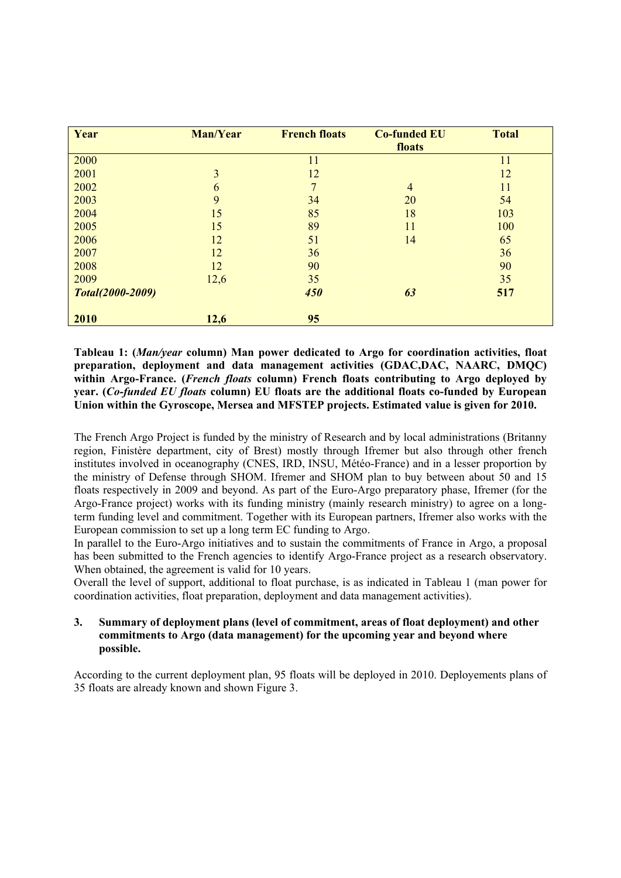| Year | Man/Year | French floats | Co-funded EU floats | Total |
|---|---|---|---|---|
| 2000 | | 11 | | 11 |
| 2001 | 3 | 12 | | 12 |
| 2002 | 6 | 7 | 4 | 11 |
| 2003 | 9 | 34 | 20 | 54 |
| 2004 | 15 | 85 | 18 | 103 |
| 2005 | 15 | 89 | 11 | 100 |
| 2006 | 12 | 51 | 14 | 65 |
| 2007 | 12 | 36 | | 36 |
| 2008 | 12 | 90 | | 90 |
| 2009 | 12,6 | 35 | | 35 |
| ***Total(2000-2009)*** | | ***450*** | ***63*** | **517** |
| **2010** | **12,6** | **95** | | |

**Tableau 1: (*Man/year* column) Man power dedicated to Argo for coordination activities, float preparation, deployment and data management activities (GDAC,DAC, NAARC, DMQC) within Argo-France. (*French floats* column) French floats contributing to Argo deployed by year. (*Co-funded EU floats* column) EU floats are the additional floats co-funded by European Union within the Gyroscope, Mersea and MFSTEP projects. Estimated value is given for 2010.**

The French Argo Project is funded by the ministry of Research and by local administrations (Britanny region, Finistère department, city of Brest) mostly through Ifremer but also through other french institutes involved in oceanography (CNES, IRD, INSU, Météo-France) and in a lesser proportion by the ministry of Defense through SHOM. Ifremer and SHOM plan to buy between about 50 and 15 floats respectively in 2009 and beyond. As part of the Euro-Argo preparatory phase, Ifremer (for the Argo-France project) works with its funding ministry (mainly research ministry) to agree on a long-term funding level and commitment. Together with its European partners, Ifremer also works with the European commission to set up a long term EC funding to Argo.
In parallel to the Euro-Argo initiatives and to sustain the commitments of France in Argo, a proposal has been submitted to the French agencies to identify Argo-France project as a research observatory. When obtained, the agreement is valid for 10 years.
Overall the level of support, additional to float purchase, is as indicated in Tableau 1 (man power for coordination activities, float preparation, deployment and data management activities).

## 3. Summary of deployment plans (level of commitment, areas of float deployment) and other commitments to Argo (data management) for the upcoming year and beyond where possible.

According to the current deployment plan, 95 floats will be deployed in 2010. Deployements plans of 35 floats are already known and shown Figure 3.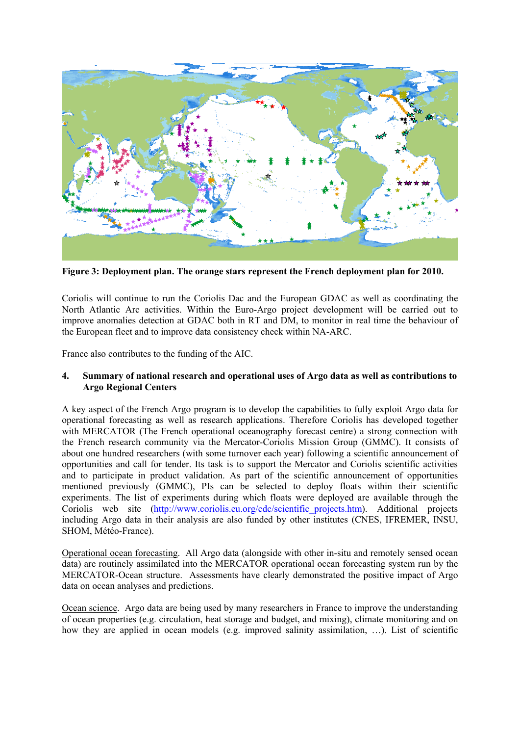**Figure 3: Deployment plan. The orange stars represent the French deployment plan for 2010.**

Coriolis will continue to run the Coriolis Dac and the European GDAC as well as coordinating the North Atlantic Arc activities. Within the Euro-Argo project development will be carried out to improve anomalies detection at GDAC both in RT and DM, to monitor in real time the behaviour of the European fleet and to improve data consistency check within NA-ARC.

France also contributes to the funding of the AIC.

## 4. Summary of national research and operational uses of Argo data as well as contributions to Argo Regional Centers

A key aspect of the French Argo program is to develop the capabilities to fully exploit Argo data for operational forecasting as well as research applications. Therefore Coriolis has developed together with MERCATOR (The French operational oceanography forecast centre) a strong connection with the French research community via the Mercator-Coriolis Mission Group (GMMC). It consists of about one hundred researchers (with some turnover each year) following a scientific announcement of opportunities and call for tender. Its task is to support the Mercator and Coriolis scientific activities and to participate in product validation. As part of the scientific announcement of opportunities mentioned previously (GMMC), PIs can be selected to deploy floats within their scientific experiments. The list of experiments during which floats were deployed are available through the Coriolis web site (http://www.coriolis.eu.org/cdc/scientific_projects.htm). Additional projects including Argo data in their analysis are also funded by other institutes (CNES, IFREMER, INSU, SHOM, Météo-France).

Operational ocean forecasting. All Argo data (alongside with other in-situ and remotely sensed ocean data) are routinely assimilated into the MERCATOR operational ocean forecasting system run by the MERCATOR-Ocean structure. Assessments have clearly demonstrated the positive impact of Argo data on ocean analyses and predictions.

Ocean science. Argo data are being used by many researchers in France to improve the understanding of ocean properties (e.g. circulation, heat storage and budget, and mixing), climate monitoring and on how they are applied in ocean models (e.g. improved salinity assimilation, …). List of scientific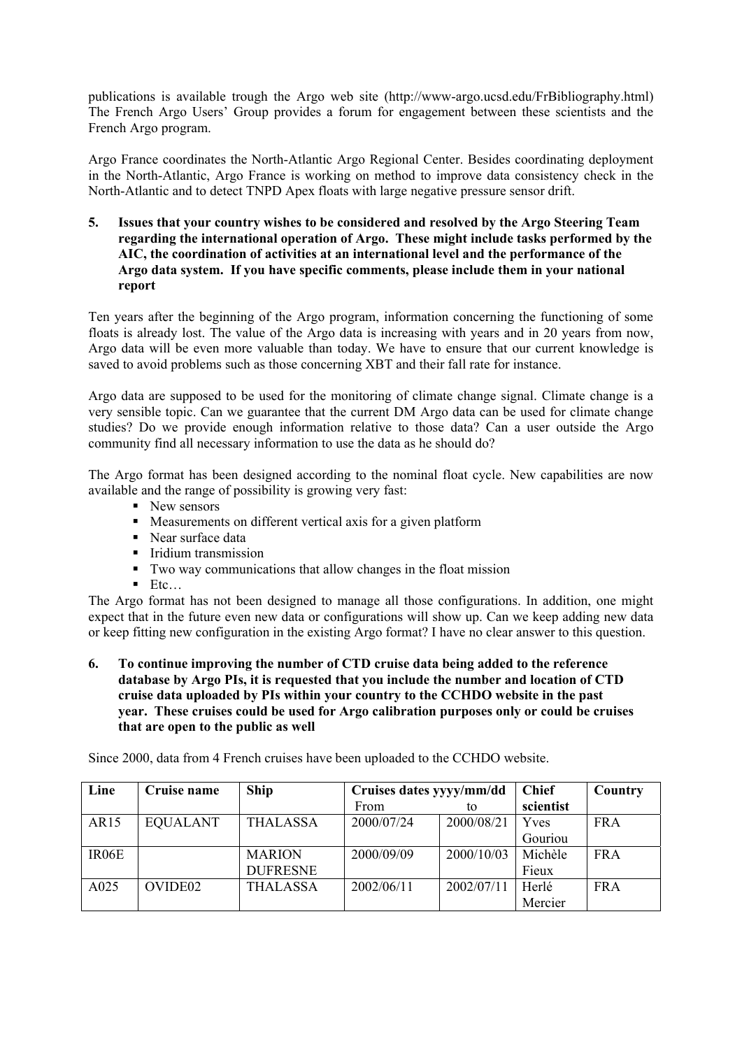publications is available trough the Argo web site (http://www-argo.ucsd.edu/FrBibliography.html) The French Argo Users' Group provides a forum for engagement between these scientists and the French Argo program.

Argo France coordinates the North-Atlantic Argo Regional Center. Besides coordinating deployment in the North-Atlantic, Argo France is working on method to improve data consistency check in the North-Atlantic and to detect TNPD Apex floats with large negative pressure sensor drift.

**5. Issues that your country wishes to be considered and resolved by the Argo Steering Team regarding the international operation of Argo. These might include tasks performed by the AIC, the coordination of activities at an international level and the performance of the Argo data system. If you have specific comments, please include them in your national report**

Ten years after the beginning of the Argo program, information concerning the functioning of some floats is already lost. The value of the Argo data is increasing with years and in 20 years from now, Argo data will be even more valuable than today. We have to ensure that our current knowledge is saved to avoid problems such as those concerning XBT and their fall rate for instance.

Argo data are supposed to be used for the monitoring of climate change signal. Climate change is a very sensible topic. Can we guarantee that the current DM Argo data can be used for climate change studies? Do we provide enough information relative to those data? Can a user outside the Argo community find all necessary information to use the data as he should do?

The Argo format has been designed according to the nominal float cycle. New capabilities are now available and the range of possibility is growing very fast:

- New sensors
- Measurements on different vertical axis for a given platform
- Near surface data
- Iridium transmission
- Two way communications that allow changes in the float mission
- Etc…

The Argo format has not been designed to manage all those configurations. In addition, one might expect that in the future even new data or configurations will show up. Can we keep adding new data or keep fitting new configuration in the existing Argo format? I have no clear answer to this question.

**6. To continue improving the number of CTD cruise data being added to the reference database by Argo PIs, it is requested that you include the number and location of CTD cruise data uploaded by PIs within your country to the CCHDO website in the past year. These cruises could be used for Argo calibration purposes only or could be cruises that are open to the public as well**

Since 2000, data from 4 French cruises have been uploaded to the CCHDO website.

| Line | Cruise name | Ship | Cruises dates yyyy/mm/dd | | Chief scientist | Country |
|---|---|---|---|---|---|---|
| | | | From | to | | |
| AR15 | EQUALANT | THALASSA | 2000/07/24 | 2000/08/21 | Yves Gouriou | FRA |
| IR06E | | MARION DUFRESNE | 2000/09/09 | 2000/10/03 | Michèle Fieux | FRA |
| A025 | OVIDE02 | THALASSA | 2002/06/11 | 2002/07/11 | Herlé Mercier | FRA |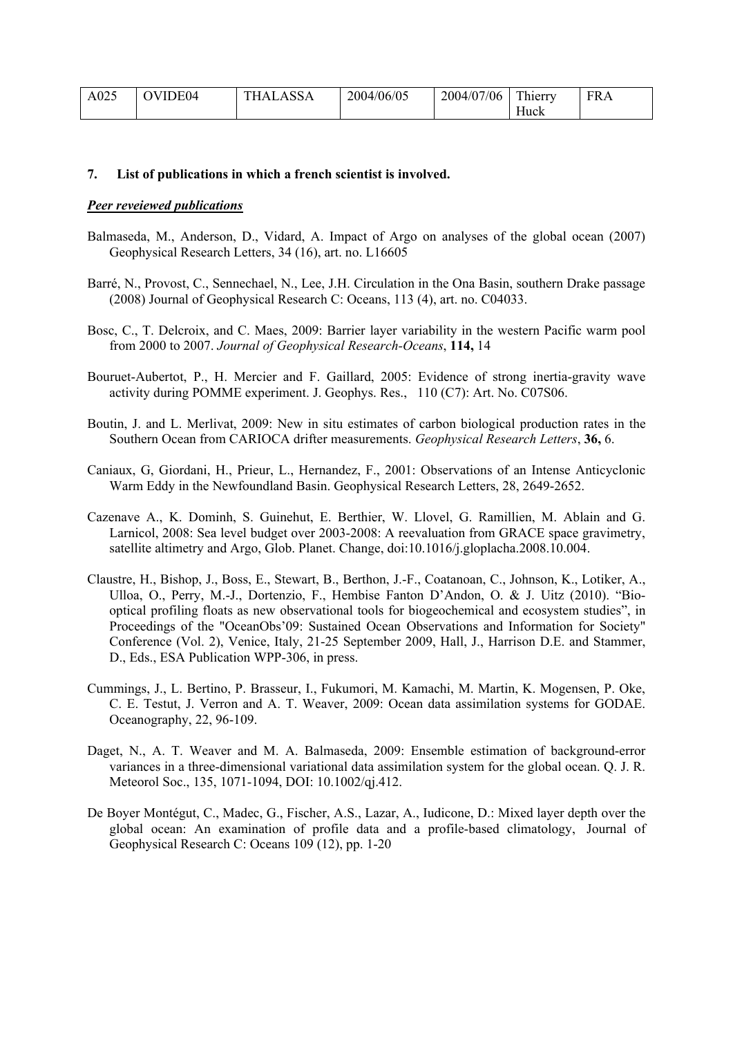| A025 | OVIDE04 | THALASSA | 2004/06/05 | 2004/07/06 | Thierry Huck | FRA |
|---|---|---|---|---|---|---|

## 7. List of publications in which a french scientist is involved.

***Peer reveiewed publications***

Balmaseda, M., Anderson, D., Vidard, A. Impact of Argo on analyses of the global ocean (2007) Geophysical Research Letters, 34 (16), art. no. L16605

Barré, N., Provost, C., Sennechael, N., Lee, J.H. Circulation in the Ona Basin, southern Drake passage (2008) Journal of Geophysical Research C: Oceans, 113 (4), art. no. C04033.

Bosc, C., T. Delcroix, and C. Maes, 2009: Barrier layer variability in the western Pacific warm pool from 2000 to 2007. *Journal of Geophysical Research-Oceans*, **114,** 14

Bouruet-Aubertot, P., H. Mercier and F. Gaillard, 2005: Evidence of strong inertia-gravity wave activity during POMME experiment. J. Geophys. Res., 110 (C7): Art. No. C07S06.

Boutin, J. and L. Merlivat, 2009: New in situ estimates of carbon biological production rates in the Southern Ocean from CARIOCA drifter measurements. *Geophysical Research Letters*, **36,** 6.

Caniaux, G, Giordani, H., Prieur, L., Hernandez, F., 2001: Observations of an Intense Anticyclonic Warm Eddy in the Newfoundland Basin. Geophysical Research Letters, 28, 2649-2652.

Cazenave A., K. Dominh, S. Guinehut, E. Berthier, W. Llovel, G. Ramillien, M. Ablain and G. Larnicol, 2008: Sea level budget over 2003-2008: A reevaluation from GRACE space gravimetry, satellite altimetry and Argo, Glob. Planet. Change, doi:10.1016/j.gloplacha.2008.10.004.

Claustre, H., Bishop, J., Boss, E., Stewart, B., Berthon, J.-F., Coatanoan, C., Johnson, K., Lotiker, A., Ulloa, O., Perry, M.-J., Dortenzio, F., Hembise Fanton D'Andon, O. & J. Uitz (2010). "Bio-optical profiling floats as new observational tools for biogeochemical and ecosystem studies", in Proceedings of the "OceanObs'09: Sustained Ocean Observations and Information for Society" Conference (Vol. 2), Venice, Italy, 21-25 September 2009, Hall, J., Harrison D.E. and Stammer, D., Eds., ESA Publication WPP-306, in press.

Cummings, J., L. Bertino, P. Brasseur, I., Fukumori, M. Kamachi, M. Martin, K. Mogensen, P. Oke, C. E. Testut, J. Verron and A. T. Weaver, 2009: Ocean data assimilation systems for GODAE. Oceanography, 22, 96-109.

Daget, N., A. T. Weaver and M. A. Balmaseda, 2009: Ensemble estimation of background-error variances in a three-dimensional variational data assimilation system for the global ocean. Q. J. R. Meteorol Soc., 135, 1071-1094, DOI: 10.1002/qj.412.

De Boyer Montégut, C., Madec, G., Fischer, A.S., Lazar, A., Iudicone, D.: Mixed layer depth over the global ocean: An examination of profile data and a profile-based climatology, Journal of Geophysical Research C: Oceans 109 (12), pp. 1-20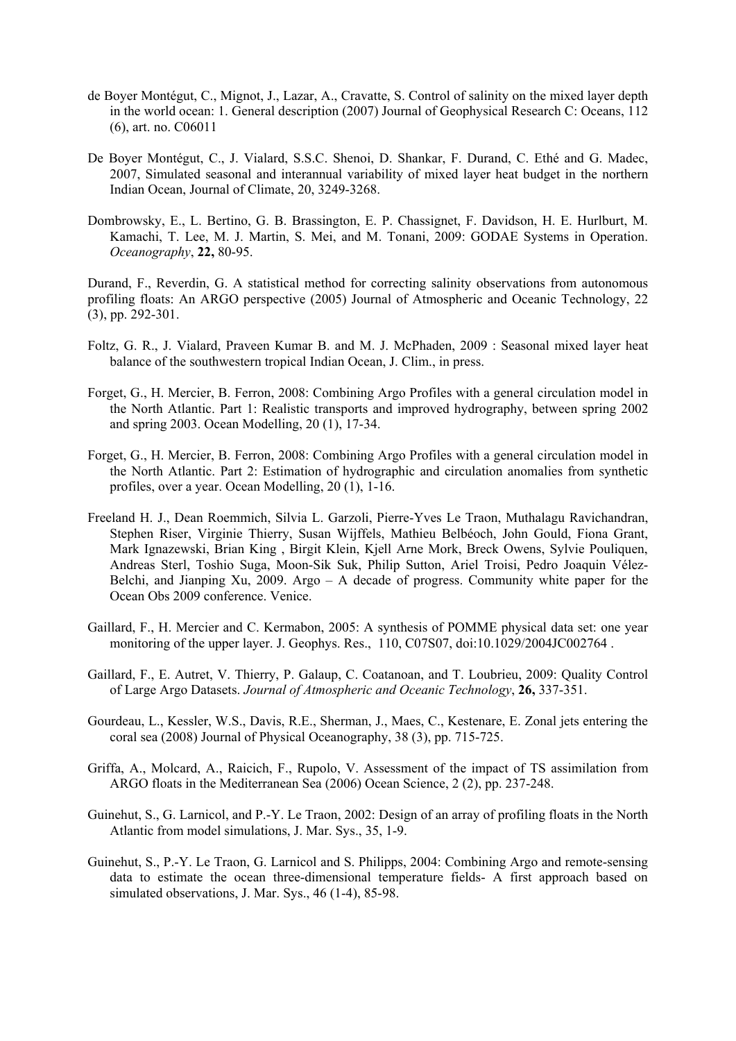de Boyer Montégut, C., Mignot, J., Lazar, A., Cravatte, S. Control of salinity on the mixed layer depth in the world ocean: 1. General description (2007) Journal of Geophysical Research C: Oceans, 112 (6), art. no. C06011

De Boyer Montégut, C., J. Vialard, S.S.C. Shenoi, D. Shankar, F. Durand, C. Ethé and G. Madec, 2007, Simulated seasonal and interannual variability of mixed layer heat budget in the northern Indian Ocean, Journal of Climate, 20, 3249-3268.

Dombrowsky, E., L. Bertino, G. B. Brassington, E. P. Chassignet, F. Davidson, H. E. Hurlburt, M. Kamachi, T. Lee, M. J. Martin, S. Mei, and M. Tonani, 2009: GODAE Systems in Operation. *Oceanography*, **22,** 80-95.

Durand, F., Reverdin, G. A statistical method for correcting salinity observations from autonomous profiling floats: An ARGO perspective (2005) Journal of Atmospheric and Oceanic Technology, 22 (3), pp. 292-301.

Foltz, G. R., J. Vialard, Praveen Kumar B. and M. J. McPhaden, 2009 : Seasonal mixed layer heat balance of the southwestern tropical Indian Ocean, J. Clim., in press.

Forget, G., H. Mercier, B. Ferron, 2008: Combining Argo Profiles with a general circulation model in the North Atlantic. Part 1: Realistic transports and improved hydrography, between spring 2002 and spring 2003. Ocean Modelling, 20 (1), 17-34.

Forget, G., H. Mercier, B. Ferron, 2008: Combining Argo Profiles with a general circulation model in the North Atlantic. Part 2: Estimation of hydrographic and circulation anomalies from synthetic profiles, over a year. Ocean Modelling, 20 (1), 1-16.

Freeland H. J., Dean Roemmich, Silvia L. Garzoli, Pierre-Yves Le Traon, Muthalagu Ravichandran, Stephen Riser, Virginie Thierry, Susan Wijffels, Mathieu Belbéoch, John Gould, Fiona Grant, Mark Ignazewski, Brian King , Birgit Klein, Kjell Arne Mork, Breck Owens, Sylvie Pouliquen, Andreas Sterl, Toshio Suga, Moon-Sik Suk, Philip Sutton, Ariel Troisi, Pedro Joaquin Vélez-Belchi, and Jianping Xu, 2009. Argo – A decade of progress. Community white paper for the Ocean Obs 2009 conference. Venice.

Gaillard, F., H. Mercier and C. Kermabon, 2005: A synthesis of POMME physical data set: one year monitoring of the upper layer. J. Geophys. Res., 110, C07S07, doi:10.1029/2004JC002764 .

Gaillard, F., E. Autret, V. Thierry, P. Galaup, C. Coatanoan, and T. Loubrieu, 2009: Quality Control of Large Argo Datasets. *Journal of Atmospheric and Oceanic Technology*, **26,** 337-351.

Gourdeau, L., Kessler, W.S., Davis, R.E., Sherman, J., Maes, C., Kestenare, E. Zonal jets entering the coral sea (2008) Journal of Physical Oceanography, 38 (3), pp. 715-725.

Griffa, A., Molcard, A., Raicich, F., Rupolo, V. Assessment of the impact of TS assimilation from ARGO floats in the Mediterranean Sea (2006) Ocean Science, 2 (2), pp. 237-248.

Guinehut, S., G. Larnicol, and P.-Y. Le Traon, 2002: Design of an array of profiling floats in the North Atlantic from model simulations, J. Mar. Sys., 35, 1-9.

Guinehut, S., P.-Y. Le Traon, G. Larnicol and S. Philipps, 2004: Combining Argo and remote-sensing data to estimate the ocean three-dimensional temperature fields- A first approach based on simulated observations, J. Mar. Sys., 46 (1-4), 85-98.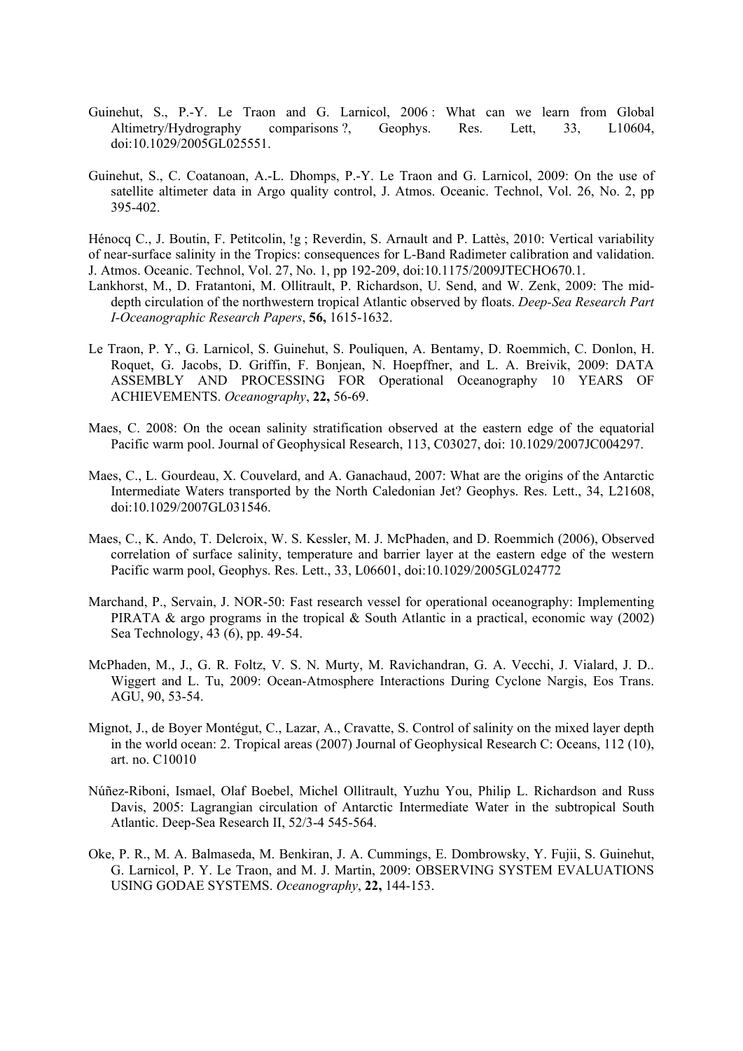Guinehut, S., P.-Y. Le Traon and G. Larnicol, 2006 : What can we learn from Global Altimetry/Hydrography comparisons ?, Geophys. Res. Lett, 33, L10604, doi:10.1029/2005GL025551.

Guinehut, S., C. Coatanoan, A.-L. Dhomps, P.-Y. Le Traon and G. Larnicol, 2009: On the use of satellite altimeter data in Argo quality control, J. Atmos. Oceanic. Technol, Vol. 26, No. 2, pp 395-402.

Hénocq C., J. Boutin, F. Petitcolin, !g ; Reverdin, S. Arnault and P. Lattès, 2010: Vertical variability of near-surface salinity in the Tropics: consequences for L-Band Radimeter calibration and validation. J. Atmos. Oceanic. Technol, Vol. 27, No. 1, pp 192-209, doi:10.1175/2009JTECHO670.1.

Lankhorst, M., D. Fratantoni, M. Ollitrault, P. Richardson, U. Send, and W. Zenk, 2009: The mid-depth circulation of the northwestern tropical Atlantic observed by floats. *Deep-Sea Research Part I-Oceanographic Research Papers*, **56,** 1615-1632.

Le Traon, P. Y., G. Larnicol, S. Guinehut, S. Pouliquen, A. Bentamy, D. Roemmich, C. Donlon, H. Roquet, G. Jacobs, D. Griffin, F. Bonjean, N. Hoepffner, and L. A. Breivik, 2009: DATA ASSEMBLY AND PROCESSING FOR Operational Oceanography 10 YEARS OF ACHIEVEMENTS. *Oceanography*, **22,** 56-69.

Maes, C. 2008: On the ocean salinity stratification observed at the eastern edge of the equatorial Pacific warm pool. Journal of Geophysical Research, 113, C03027, doi: 10.1029/2007JC004297.

Maes, C., L. Gourdeau, X. Couvelard, and A. Ganachaud, 2007: What are the origins of the Antarctic Intermediate Waters transported by the North Caledonian Jet? Geophys. Res. Lett., 34, L21608, doi:10.1029/2007GL031546.

Maes, C., K. Ando, T. Delcroix, W. S. Kessler, M. J. McPhaden, and D. Roemmich (2006), Observed correlation of surface salinity, temperature and barrier layer at the eastern edge of the western Pacific warm pool, Geophys. Res. Lett., 33, L06601, doi:10.1029/2005GL024772

Marchand, P., Servain, J. NOR-50: Fast research vessel for operational oceanography: Implementing PIRATA & argo programs in the tropical & South Atlantic in a practical, economic way (2002) Sea Technology, 43 (6), pp. 49-54.

McPhaden, M., J., G. R. Foltz, V. S. N. Murty, M. Ravichandran, G. A. Vecchi, J. Vialard, J. D.. Wiggert and L. Tu, 2009: Ocean-Atmosphere Interactions During Cyclone Nargis, Eos Trans. AGU, 90, 53-54.

Mignot, J., de Boyer Montégut, C., Lazar, A., Cravatte, S. Control of salinity on the mixed layer depth in the world ocean: 2. Tropical areas (2007) Journal of Geophysical Research C: Oceans, 112 (10), art. no. C10010

Núñez-Riboni, Ismael, Olaf Boebel, Michel Ollitrault, Yuzhu You, Philip L. Richardson and Russ Davis, 2005: Lagrangian circulation of Antarctic Intermediate Water in the subtropical South Atlantic. Deep-Sea Research II, 52/3-4 545-564.

Oke, P. R., M. A. Balmaseda, M. Benkiran, J. A. Cummings, E. Dombrowsky, Y. Fujii, S. Guinehut, G. Larnicol, P. Y. Le Traon, and M. J. Martin, 2009: OBSERVING SYSTEM EVALUATIONS USING GODAE SYSTEMS. *Oceanography*, **22,** 144-153.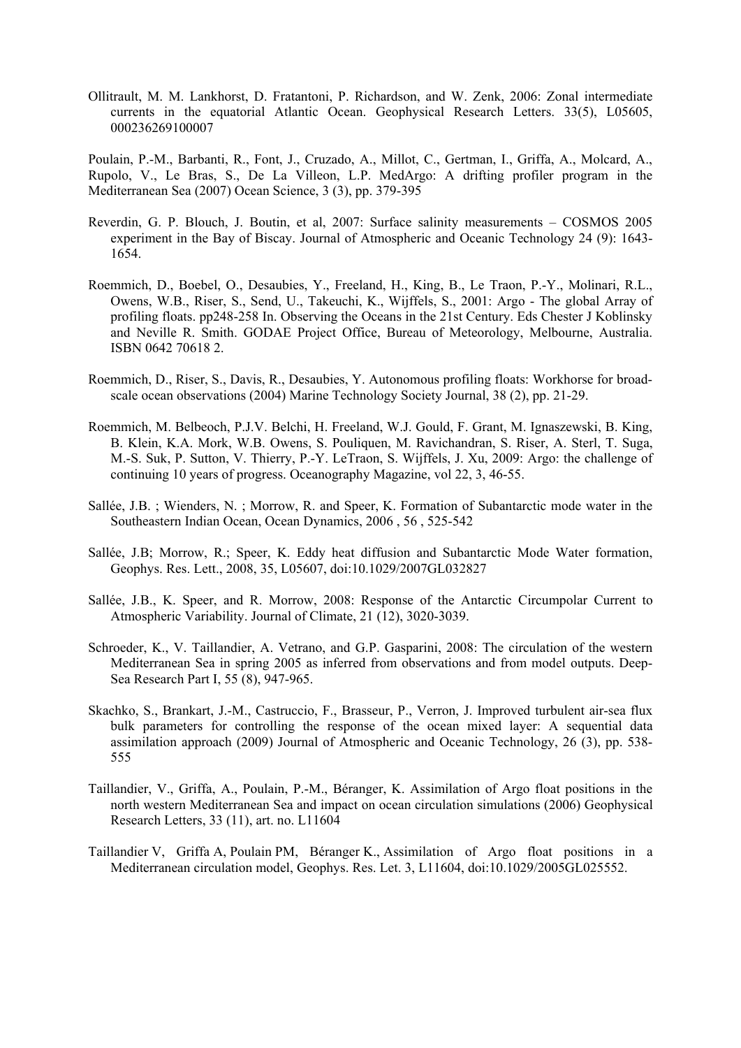Ollitrault, M. M. Lankhorst, D. Fratantoni, P. Richardson, and W. Zenk, 2006: Zonal intermediate currents in the equatorial Atlantic Ocean. Geophysical Research Letters. 33(5), L05605, 000236269100007

Poulain, P.-M., Barbanti, R., Font, J., Cruzado, A., Millot, C., Gertman, I., Griffa, A., Molcard, A., Rupolo, V., Le Bras, S., De La Villeon, L.P. MedArgo: A drifting profiler program in the Mediterranean Sea (2007) Ocean Science, 3 (3), pp. 379-395

Reverdin, G. P. Blouch, J. Boutin, et al, 2007: Surface salinity measurements – COSMOS 2005 experiment in the Bay of Biscay. Journal of Atmospheric and Oceanic Technology 24 (9): 1643-1654.

Roemmich, D., Boebel, O., Desaubies, Y., Freeland, H., King, B., Le Traon, P.-Y., Molinari, R.L., Owens, W.B., Riser, S., Send, U., Takeuchi, K., Wijffels, S., 2001: Argo - The global Array of profiling floats. pp248-258 In. Observing the Oceans in the 21st Century. Eds Chester J Koblinsky and Neville R. Smith. GODAE Project Office, Bureau of Meteorology, Melbourne, Australia. ISBN 0642 70618 2.

Roemmich, D., Riser, S., Davis, R., Desaubies, Y. Autonomous profiling floats: Workhorse for broad-scale ocean observations (2004) Marine Technology Society Journal, 38 (2), pp. 21-29.

Roemmich, M. Belbeoch, P.J.V. Belchi, H. Freeland, W.J. Gould, F. Grant, M. Ignaszewski, B. King, B. Klein, K.A. Mork, W.B. Owens, S. Pouliquen, M. Ravichandran, S. Riser, A. Sterl, T. Suga, M.-S. Suk, P. Sutton, V. Thierry, P.-Y. LeTraon, S. Wijffels, J. Xu, 2009: Argo: the challenge of continuing 10 years of progress. Oceanography Magazine, vol 22, 3, 46-55.

Sallée, J.B. ; Wienders, N. ; Morrow, R. and Speer, K. Formation of Subantarctic mode water in the Southeastern Indian Ocean, Ocean Dynamics, 2006 , 56 , 525-542

Sallée, J.B; Morrow, R.; Speer, K. Eddy heat diffusion and Subantarctic Mode Water formation, Geophys. Res. Lett., 2008, 35, L05607, doi:10.1029/2007GL032827

Sallée, J.B., K. Speer, and R. Morrow, 2008: Response of the Antarctic Circumpolar Current to Atmospheric Variability. Journal of Climate, 21 (12), 3020-3039.

Schroeder, K., V. Taillandier, A. Vetrano, and G.P. Gasparini, 2008: The circulation of the western Mediterranean Sea in spring 2005 as inferred from observations and from model outputs. Deep-Sea Research Part I, 55 (8), 947-965.

Skachko, S., Brankart, J.-M., Castruccio, F., Brasseur, P., Verron, J. Improved turbulent air-sea flux bulk parameters for controlling the response of the ocean mixed layer: A sequential data assimilation approach (2009) Journal of Atmospheric and Oceanic Technology, 26 (3), pp. 538-555

Taillandier, V., Griffa, A., Poulain, P.-M., Béranger, K. Assimilation of Argo float positions in the north western Mediterranean Sea and impact on ocean circulation simulations (2006) Geophysical Research Letters, 33 (11), art. no. L11604

Taillandier V, Griffa A, Poulain PM, Béranger K., Assimilation of Argo float positions in a Mediterranean circulation model, Geophys. Res. Let. 3, L11604, doi:10.1029/2005GL025552.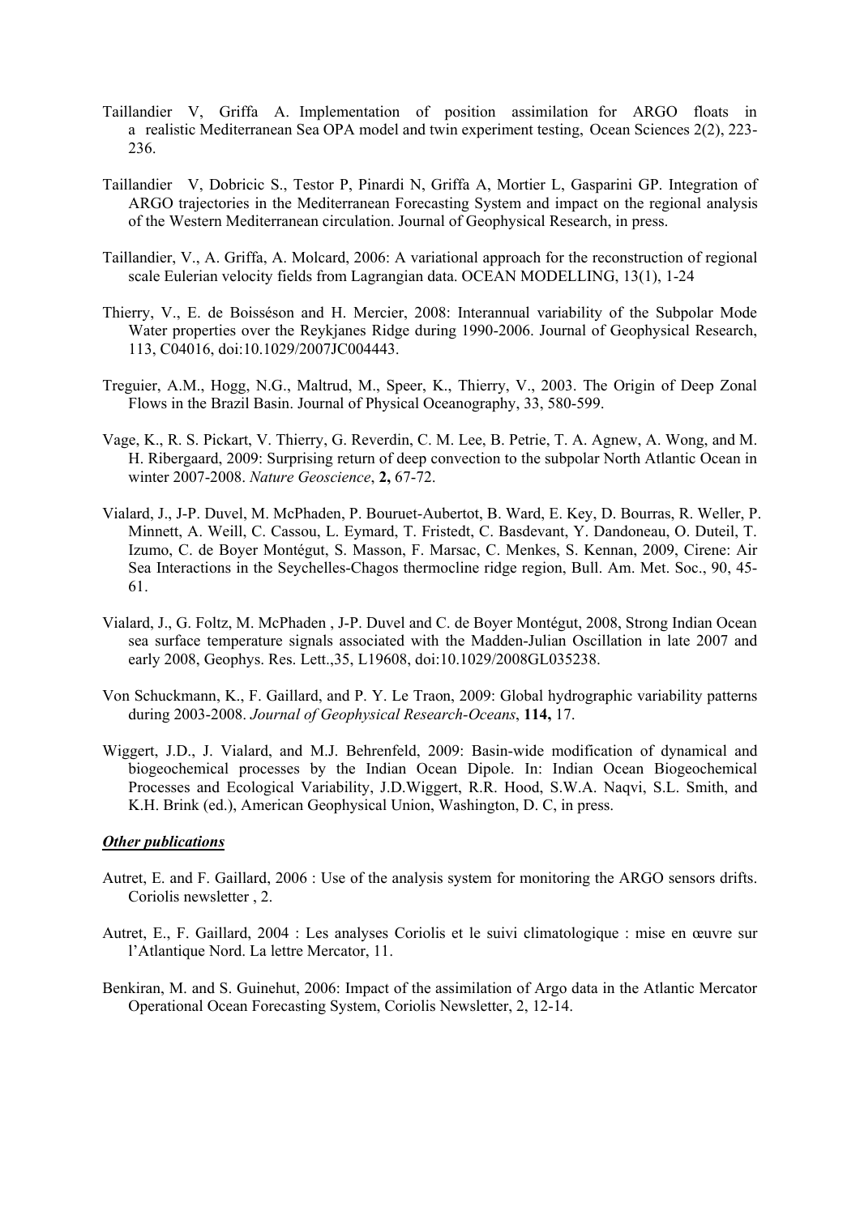Taillandier V, Griffa A. Implementation of position assimilation for ARGO floats in a realistic Mediterranean Sea OPA model and twin experiment testing, Ocean Sciences 2(2), 223-236.

Taillandier V, Dobricic S., Testor P, Pinardi N, Griffa A, Mortier L, Gasparini GP. Integration of ARGO trajectories in the Mediterranean Forecasting System and impact on the regional analysis of the Western Mediterranean circulation. Journal of Geophysical Research, in press.

Taillandier, V., A. Griffa, A. Molcard, 2006: A variational approach for the reconstruction of regional scale Eulerian velocity fields from Lagrangian data. OCEAN MODELLING, 13(1), 1-24

Thierry, V., E. de Boisséson and H. Mercier, 2008: Interannual variability of the Subpolar Mode Water properties over the Reykjanes Ridge during 1990-2006. Journal of Geophysical Research, 113, C04016, doi:10.1029/2007JC004443.

Treguier, A.M., Hogg, N.G., Maltrud, M., Speer, K., Thierry, V., 2003. The Origin of Deep Zonal Flows in the Brazil Basin. Journal of Physical Oceanography, 33, 580-599.

Vage, K., R. S. Pickart, V. Thierry, G. Reverdin, C. M. Lee, B. Petrie, T. A. Agnew, A. Wong, and M. H. Ribergaard, 2009: Surprising return of deep convection to the subpolar North Atlantic Ocean in winter 2007-2008. *Nature Geoscience*, **2,** 67-72.

Vialard, J., J-P. Duvel, M. McPhaden, P. Bouruet-Aubertot, B. Ward, E. Key, D. Bourras, R. Weller, P. Minnett, A. Weill, C. Cassou, L. Eymard, T. Fristedt, C. Basdevant, Y. Dandoneau, O. Duteil, T. Izumo, C. de Boyer Montégut, S. Masson, F. Marsac, C. Menkes, S. Kennan, 2009, Cirene: Air Sea Interactions in the Seychelles-Chagos thermocline ridge region, Bull. Am. Met. Soc., 90, 45-61.

Vialard, J., G. Foltz, M. McPhaden , J-P. Duvel and C. de Boyer Montégut, 2008, Strong Indian Ocean sea surface temperature signals associated with the Madden-Julian Oscillation in late 2007 and early 2008, Geophys. Res. Lett.,35, L19608, doi:10.1029/2008GL035238.

Von Schuckmann, K., F. Gaillard, and P. Y. Le Traon, 2009: Global hydrographic variability patterns during 2003-2008. *Journal of Geophysical Research-Oceans*, **114,** 17.

Wiggert, J.D., J. Vialard, and M.J. Behrenfeld, 2009: Basin-wide modification of dynamical and biogeochemical processes by the Indian Ocean Dipole. In: Indian Ocean Biogeochemical Processes and Ecological Variability, J.D.Wiggert, R.R. Hood, S.W.A. Naqvi, S.L. Smith, and K.H. Brink (ed.), American Geophysical Union, Washington, D. C, in press.

***Other publications***

Autret, E. and F. Gaillard, 2006 : Use of the analysis system for monitoring the ARGO sensors drifts. Coriolis newsletter , 2.

Autret, E., F. Gaillard, 2004 : Les analyses Coriolis et le suivi climatologique : mise en œuvre sur l'Atlantique Nord. La lettre Mercator, 11.

Benkiran, M. and S. Guinehut, 2006: Impact of the assimilation of Argo data in the Atlantic Mercator Operational Ocean Forecasting System, Coriolis Newsletter, 2, 12-14.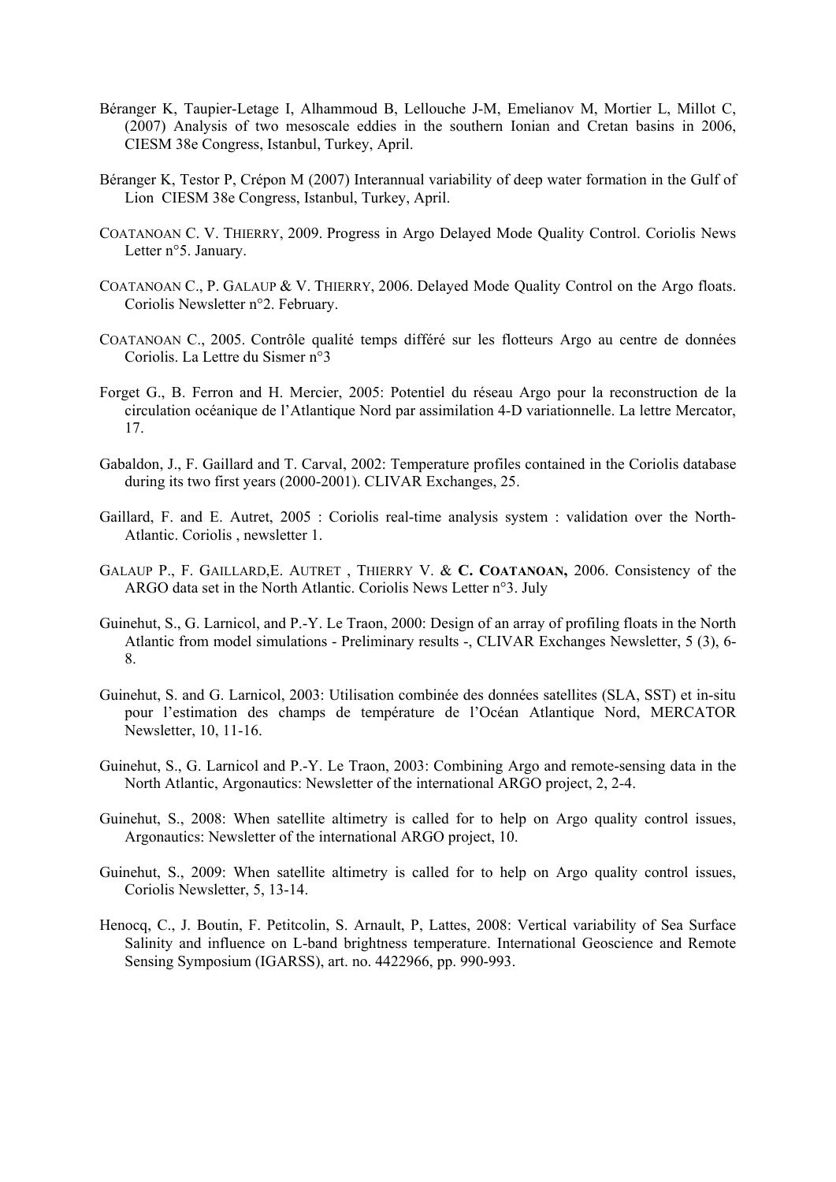Béranger K, Taupier-Letage I, Alhammoud B, Lellouche J-M, Emelianov M, Mortier L, Millot C, (2007) Analysis of two mesoscale eddies in the southern Ionian and Cretan basins in 2006, CIESM 38e Congress, Istanbul, Turkey, April.

Béranger K, Testor P, Crépon M (2007) Interannual variability of deep water formation in the Gulf of Lion CIESM 38e Congress, Istanbul, Turkey, April.

COATANOAN C. V. THIERRY, 2009. Progress in Argo Delayed Mode Quality Control. Coriolis News Letter n°5. January.

COATANOAN C., P. GALAUP & V. THIERRY, 2006. Delayed Mode Quality Control on the Argo floats. Coriolis Newsletter n°2. February.

COATANOAN C., 2005. Contrôle qualité temps différé sur les flotteurs Argo au centre de données Coriolis. La Lettre du Sismer n°3

Forget G., B. Ferron and H. Mercier, 2005: Potentiel du réseau Argo pour la reconstruction de la circulation océanique de l'Atlantique Nord par assimilation 4-D variationnelle. La lettre Mercator, 17.

Gabaldon, J., F. Gaillard and T. Carval, 2002: Temperature profiles contained in the Coriolis database during its two first years (2000-2001). CLIVAR Exchanges, 25.

Gaillard, F. and E. Autret, 2005 : Coriolis real-time analysis system : validation over the North-Atlantic. Coriolis , newsletter 1.

GALAUP P., F. GAILLARD,E. AUTRET , THIERRY V. & **C. COATANOAN,** 2006. Consistency of the ARGO data set in the North Atlantic. Coriolis News Letter n°3. July

Guinehut, S., G. Larnicol, and P.-Y. Le Traon, 2000: Design of an array of profiling floats in the North Atlantic from model simulations - Preliminary results -, CLIVAR Exchanges Newsletter, 5 (3), 6-8.

Guinehut, S. and G. Larnicol, 2003: Utilisation combinée des données satellites (SLA, SST) et in-situ pour l'estimation des champs de température de l'Océan Atlantique Nord, MERCATOR Newsletter, 10, 11-16.

Guinehut, S., G. Larnicol and P.-Y. Le Traon, 2003: Combining Argo and remote-sensing data in the North Atlantic, Argonautics: Newsletter of the international ARGO project, 2, 2-4.

Guinehut, S., 2008: When satellite altimetry is called for to help on Argo quality control issues, Argonautics: Newsletter of the international ARGO project, 10.

Guinehut, S., 2009: When satellite altimetry is called for to help on Argo quality control issues, Coriolis Newsletter, 5, 13-14.

Henocq, C., J. Boutin, F. Petitcolin, S. Arnault, P, Lattes, 2008: Vertical variability of Sea Surface Salinity and influence on L-band brightness temperature. International Geoscience and Remote Sensing Symposium (IGARSS), art. no. 4422966, pp. 990-993.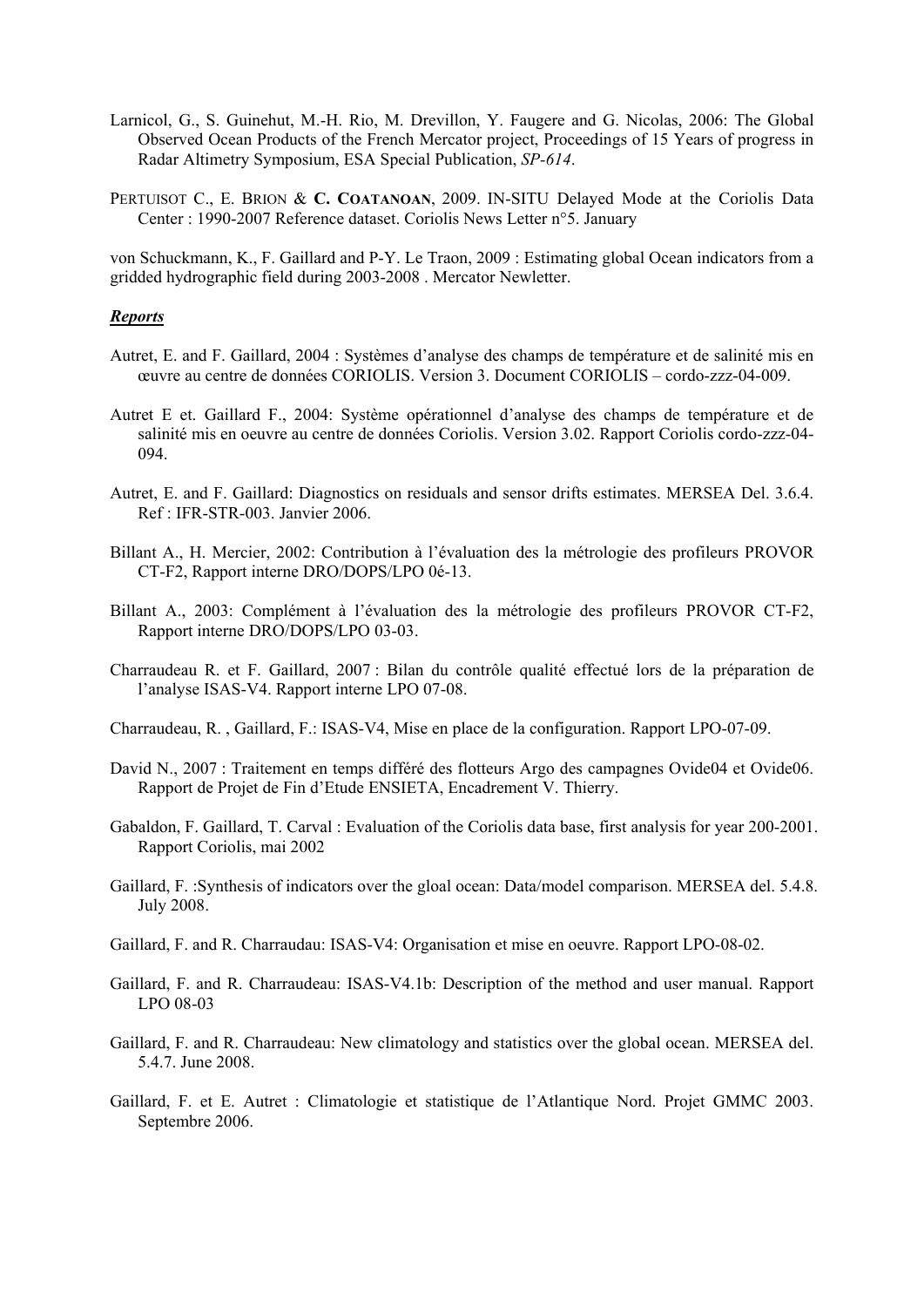Larnicol, G., S. Guinehut, M.-H. Rio, M. Drevillon, Y. Faugere and G. Nicolas, 2006: The Global Observed Ocean Products of the French Mercator project, Proceedings of 15 Years of progress in Radar Altimetry Symposium, ESA Special Publication, *SP-614*.

PERTUISOT C., E. BRION & **C. COATANOAN**, 2009. IN-SITU Delayed Mode at the Coriolis Data Center : 1990-2007 Reference dataset. Coriolis News Letter n°5. January

von Schuckmann, K., F. Gaillard and P-Y. Le Traon, 2009 : Estimating global Ocean indicators from a gridded hydrographic field during 2003-2008 . Mercator Newletter.

***Reports***

Autret, E. and F. Gaillard, 2004 : Systèmes d'analyse des champs de température et de salinité mis en œuvre au centre de données CORIOLIS. Version 3. Document CORIOLIS – cordo-zzz-04-009.

Autret E et. Gaillard F., 2004: Système opérationnel d'analyse des champs de température et de salinité mis en oeuvre au centre de données Coriolis. Version 3.02. Rapport Coriolis cordo-zzz-04-094.

Autret, E. and F. Gaillard: Diagnostics on residuals and sensor drifts estimates. MERSEA Del. 3.6.4. Ref : IFR-STR-003. Janvier 2006.

Billant A., H. Mercier, 2002: Contribution à l'évaluation des la métrologie des profileurs PROVOR CT-F2, Rapport interne DRO/DOPS/LPO 0é-13.

Billant A., 2003: Complément à l'évaluation des la métrologie des profileurs PROVOR CT-F2, Rapport interne DRO/DOPS/LPO 03-03.

Charraudeau R. et F. Gaillard, 2007 : Bilan du contrôle qualité effectué lors de la préparation de l'analyse ISAS-V4. Rapport interne LPO 07-08.

Charraudeau, R. , Gaillard, F.: ISAS-V4, Mise en place de la configuration. Rapport LPO-07-09.

David N., 2007 : Traitement en temps différé des flotteurs Argo des campagnes Ovide04 et Ovide06. Rapport de Projet de Fin d'Etude ENSIETA, Encadrement V. Thierry.

Gabaldon, F. Gaillard, T. Carval : Evaluation of the Coriolis data base, first analysis for year 200-2001. Rapport Coriolis, mai 2002

Gaillard, F. :Synthesis of indicators over the gloal ocean: Data/model comparison. MERSEA del. 5.4.8. July 2008.

Gaillard, F. and R. Charraudau: ISAS-V4: Organisation et mise en oeuvre. Rapport LPO-08-02.

Gaillard, F. and R. Charraudeau: ISAS-V4.1b: Description of the method and user manual. Rapport LPO 08-03

Gaillard, F. and R. Charraudeau: New climatology and statistics over the global ocean. MERSEA del. 5.4.7. June 2008.

Gaillard, F. et E. Autret : Climatologie et statistique de l'Atlantique Nord. Projet GMMC 2003. Septembre 2006.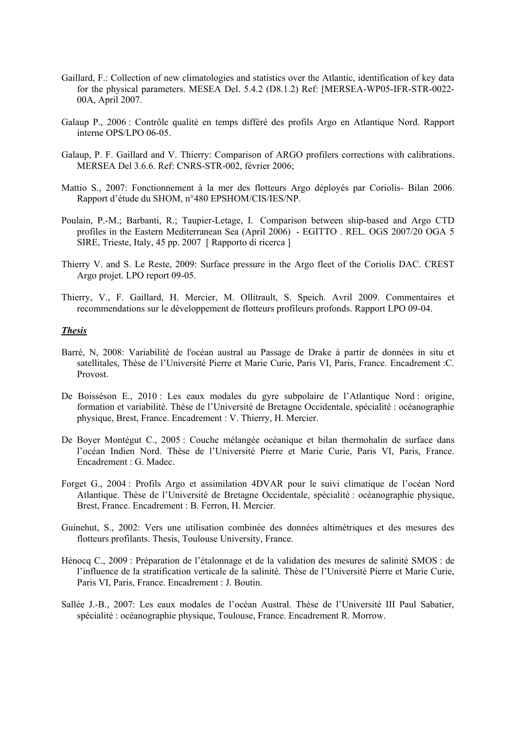Gaillard, F.: Collection of new climatologies and statistics over the Atlantic, identification of key data for the physical parameters. MESEA Del. 5.4.2 (D8.1.2) Ref: [MERSEA-WP05-IFR-STR-0022-00A, April 2007.

Galaup P., 2006 : Contrôle qualité en temps différé des profils Argo en Atlantique Nord. Rapport interne OPS/LPO 06-05.

Galaup, P. F. Gaillard and V. Thierry: Comparison of ARGO profilers corrections with calibrations. MERSEA Del 3.6.6. Ref: CNRS-STR-002, février 2006;

Mattio S., 2007: Fonctionnement à la mer des flotteurs Argo déployés par Coriolis- Bilan 2006. Rapport d'étude du SHOM, n°480 EPSHOM/CIS/IES/NP.

Poulain, P.-M.; Barbanti, R.; Taupier-Letage, I. Comparison between ship-based and Argo CTD profiles in the Eastern Mediterranean Sea (April 2006) - EGITTO . REL. OGS 2007/20 OGA 5 SIRE, Trieste, Italy, 45 pp. 2007 [ Rapporto di ricerca ]

Thierry V. and S. Le Reste, 2009: Surface pressure in the Argo fleet of the Coriolis DAC. CREST Argo projet. LPO report 09-05.

Thierry, V., F. Gaillard, H. Mercier, M. Ollitrault, S. Speich. Avril 2009. Commentaires et recommendations sur le développement de flotteurs profileurs profonds. Rapport LPO 09-04.

***Thesis***

Barré, N, 2008: Variabilité de l'océan austral au Passage de Drake à partir de données in situ et satellitales, Thèse de l'Université Pierre et Marie Curie, Paris VI, Paris, France. Encadrement :C. Provost.

De Boisséson E., 2010 : Les eaux modales du gyre subpolaire de l'Atlantique Nord : origine, formation et variabilité. Thèse de l'Université de Bretagne Occidentale, spécialité : océanographie physique, Brest, France. Encadrement : V. Thierry, H. Mercier.

De Boyer Montégut C., 2005 : Couche mélangée océanique et bilan thermohalin de surface dans l'océan Indien Nord. Thèse de l'Université Pierre et Marie Curie, Paris VI, Paris, France. Encadrement : G. Madec.

Forget G., 2004 : Profils Argo et assimilation 4DVAR pour le suivi climatique de l'océan Nord Atlantique. Thèse de l'Université de Bretagne Occidentale, spécialité : océanographie physique, Brest, France. Encadrement : B. Ferron, H. Mercier.

Guinehut, S., 2002: Vers une utilisation combinée des données altimétriques et des mesures des flotteurs profilants. Thesis, Toulouse University, France.

Hénocq C., 2009 : Préparation de l'étalonnage et de la validation des mesures de salinité SMOS : de l'influence de la stratification verticale de la salinité. Thèse de l'Université Pierre et Marie Curie, Paris VI, Paris, France. Encadrement : J. Boutin.

Sallée J.-B., 2007: Les eaux modales de l'océan Austral. Thèse de l'Université III Paul Sabatier, spécialité : océanographie physique, Toulouse, France. Encadrement R. Morrow.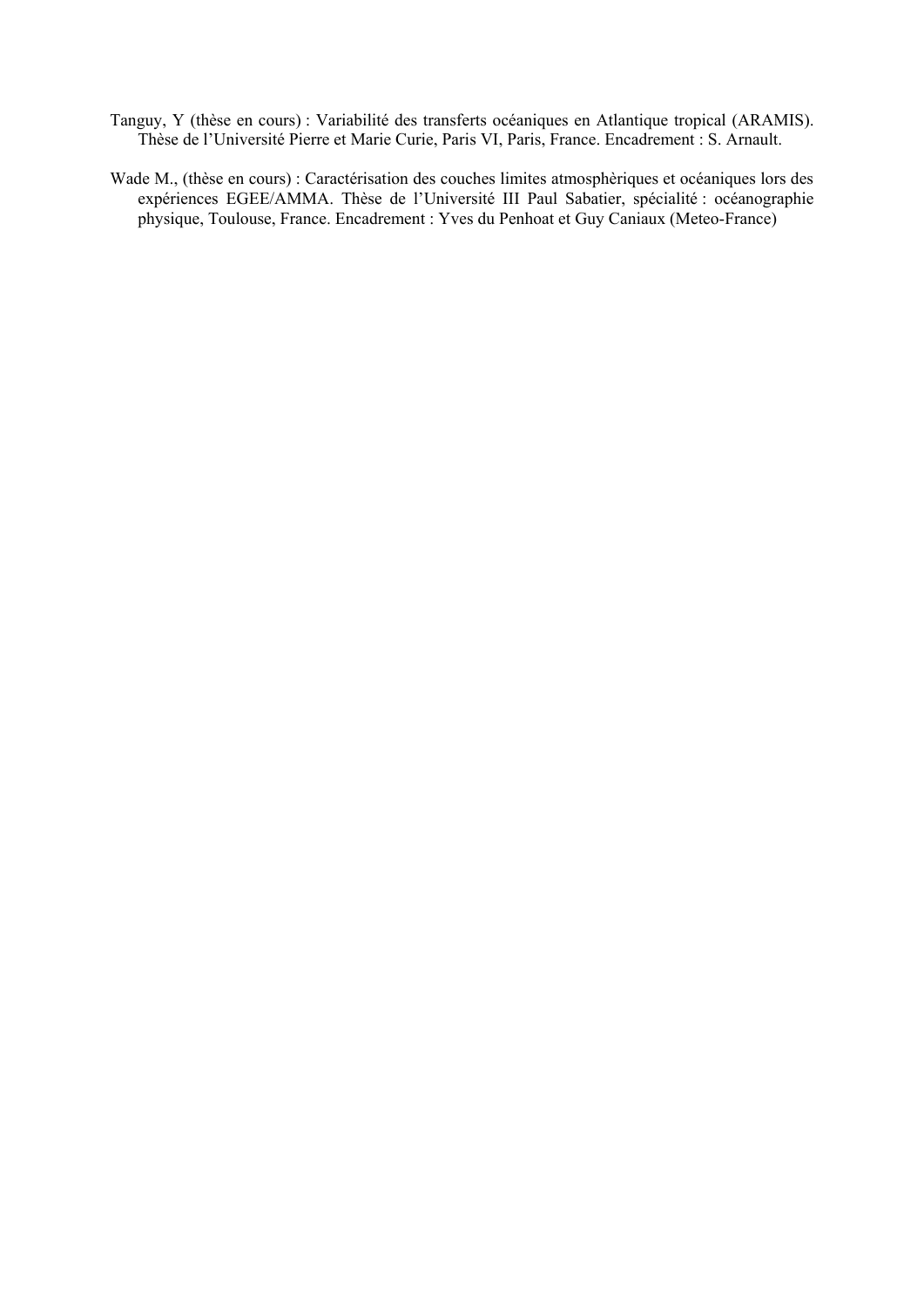Tanguy, Y (thèse en cours) : Variabilité des transferts océaniques en Atlantique tropical (ARAMIS). Thèse de l'Université Pierre et Marie Curie, Paris VI, Paris, France. Encadrement : S. Arnault.

Wade M., (thèse en cours) : Caractérisation des couches limites atmosphèriques et océaniques lors des expériences EGEE/AMMA. Thèse de l'Université III Paul Sabatier, spécialité : océanographie physique, Toulouse, France. Encadrement : Yves du Penhoat et Guy Caniaux (Meteo-France)